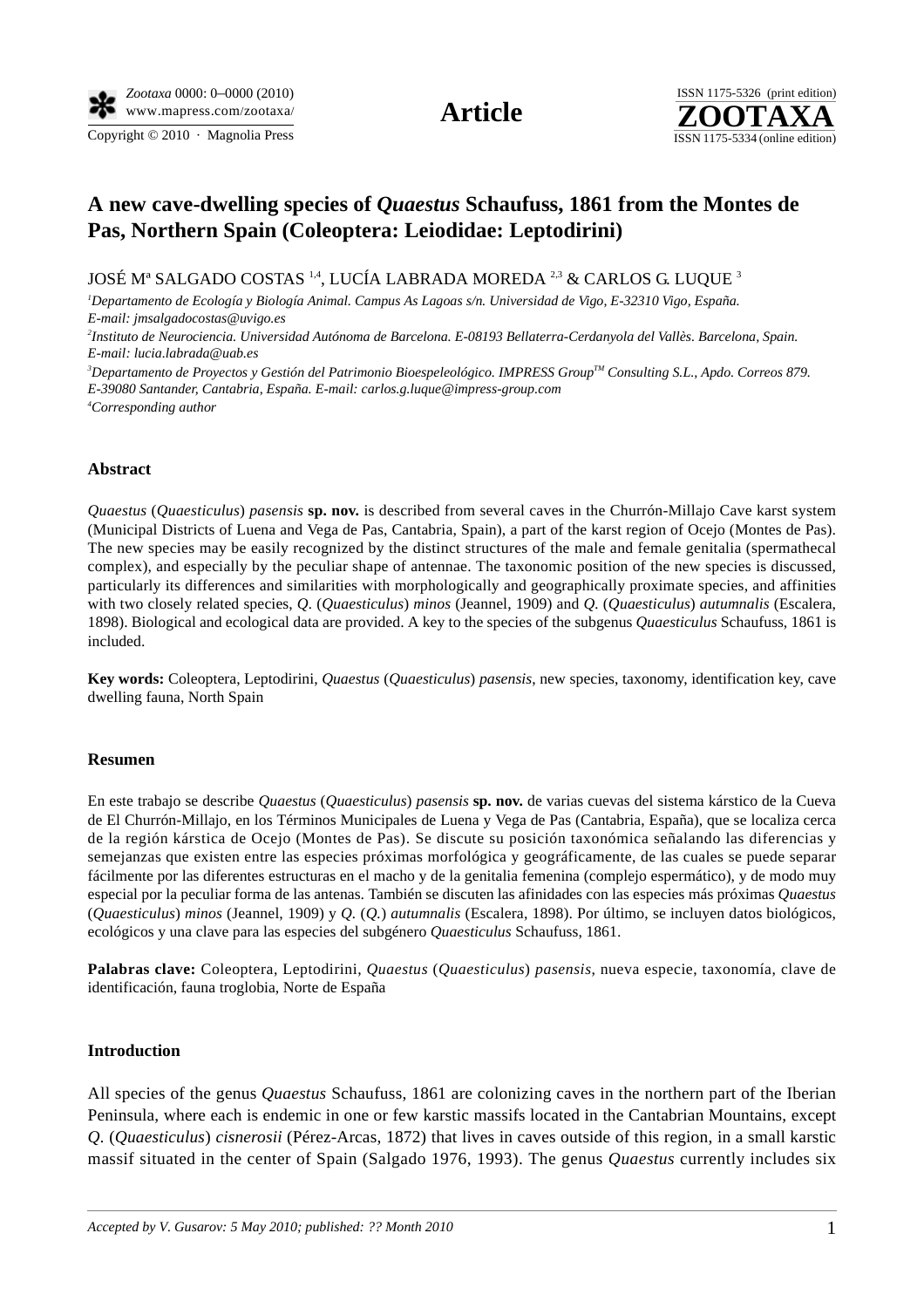# A new cave-dwelling species of *Quaestus* Schaufuss, 1861 from the Montes de Pas, Northern Spain (Coleoptera: Leiodidae: Leptodirini)

JOSÉ Mª SALGADO COSTAS [1,4], LUCÍA LABRADA MOREDA [2,3] & CARLOS G. LUQUE [3]

[1]*Departamento de Ecología y Biología Animal. Campus As Lagoas s/n. Universidad de Vigo, E-32310 Vigo, España. E-mail: jmsalgadocostas@uvigo.es*

[2]*Instituto de Neurociencia. Universidad Autónoma de Barcelona. E-08193 Bellaterra-Cerdanyola del Vallès. Barcelona, Spain. E-mail: lucia.labrada@uab.es*

[3]*Departamento de Proyectos y Gestión del Patrimonio Bioespeleológico. IMPRESS Group™ Consulting S.L., Apdo. Correos 879. E-39080 Santander, Cantabria, España. E-mail: carlos.g.luque@impress-group.com*

[4]*Corresponding author*

### Abstract

*Quaestus* (*Quaesticulus*) *pasensis* **sp. nov.** is described from several caves in the Churrón-Millajo Cave karst system (Municipal Districts of Luena and Vega de Pas, Cantabria, Spain), a part of the karst region of Ocejo (Montes de Pas). The new species may be easily recognized by the distinct structures of the male and female genitalia (spermathecal complex), and especially by the peculiar shape of antennae. The taxonomic position of the new species is discussed, particularly its differences and similarities with morphologically and geographically proximate species, and affinities with two closely related species, *Q.* (*Quaesticulus*) *minos* (Jeannel, 1909) and *Q.* (*Quaesticulus*) *autumnalis* (Escalera, 1898). Biological and ecological data are provided. A key to the species of the subgenus *Quaesticulus* Schaufuss, 1861 is included.

**Key words:** Coleoptera, Leptodirini, *Quaestus* (*Quaesticulus*) *pasensis*, new species, taxonomy, identification key, cave dwelling fauna, North Spain

### Resumen

En este trabajo se describe *Quaestus* (*Quaesticulus*) *pasensis* **sp. nov.** de varias cuevas del sistema kárstico de la Cueva de El Churrón-Millajo, en los Términos Municipales de Luena y Vega de Pas (Cantabria, España), que se localiza cerca de la región kárstica de Ocejo (Montes de Pas). Se discute su posición taxonómica señalando las diferencias y semejanzas que existen entre las especies próximas morfológica y geográficamente, de las cuales se puede separar fácilmente por las diferentes estructuras en el macho y de la genitalia femenina (complejo espermático), y de modo muy especial por la peculiar forma de las antenas. También se discuten las afinidades con las especies más próximas *Quaestus* (*Quaesticulus*) *minos* (Jeannel, 1909) y *Q.* (*Q.*) *autumnalis* (Escalera, 1898). Por último, se incluyen datos biológicos, ecológicos y una clave para las especies del subgénero *Quaesticulus* Schaufuss, 1861.

**Palabras clave:** Coleoptera, Leptodirini, *Quaestus* (*Quaesticulus*) *pasensis*, nueva especie, taxonomía, clave de identificación, fauna troglobia, Norte de España

### Introduction

All species of the genus *Quaestus* Schaufuss, 1861 are colonizing caves in the northern part of the Iberian Peninsula, where each is endemic in one or few karstic massifs located in the Cantabrian Mountains, except *Q.* (*Quaesticulus*) *cisnerosii* (Pérez-Arcas, 1872) that lives in caves outside of this region, in a small karstic massif situated in the center of Spain (Salgado 1976, 1993). The genus *Quaestus* currently includes six

*Accepted by V. Gusarov: 5 May 2010; published: ?? Month 2010*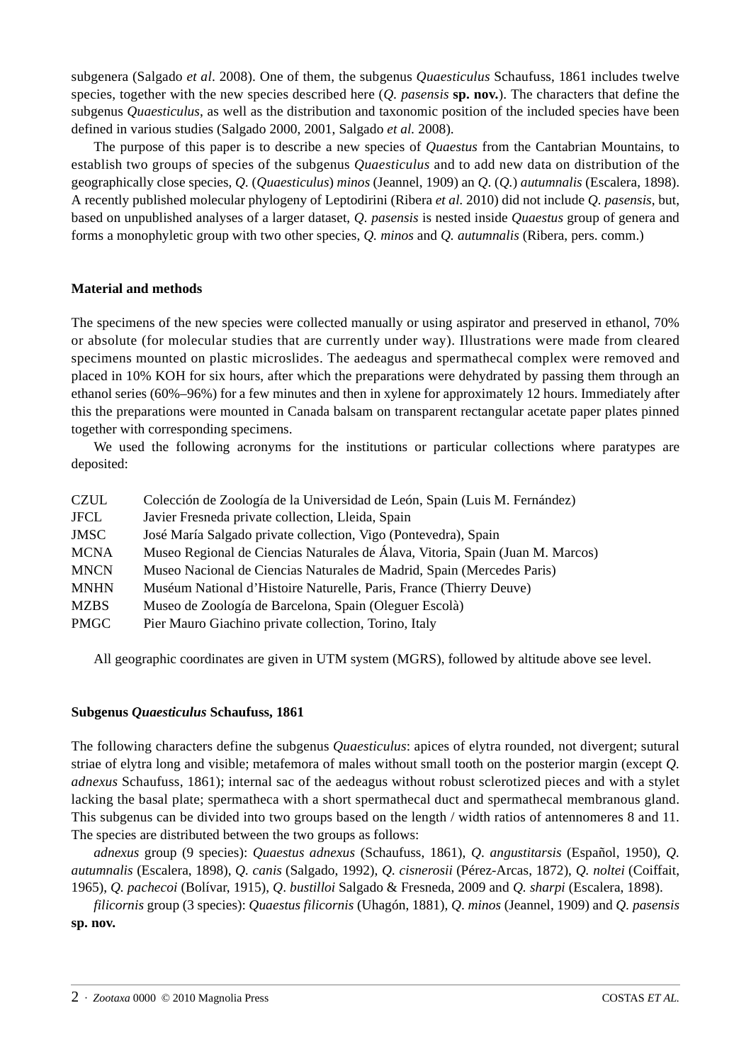subgenera (Salgado *et al*. 2008). One of them, the subgenus *Quaesticulus* Schaufuss, 1861 includes twelve species, together with the new species described here (*Q. pasensis* **sp. nov.**). The characters that define the subgenus *Quaesticulus*, as well as the distribution and taxonomic position of the included species have been defined in various studies (Salgado 2000, 2001, Salgado *et al.* 2008).

The purpose of this paper is to describe a new species of *Quaestus* from the Cantabrian Mountains, to establish two groups of species of the subgenus *Quaesticulus* and to add new data on distribution of the geographically close species, *Q.* (*Quaesticulus*) *minos* (Jeannel, 1909) an *Q*. (*Q.*) *autumnalis* (Escalera, 1898). A recently published molecular phylogeny of Leptodirini (Ribera *et al.* 2010) did not include *Q. pasensis*, but, based on unpublished analyses of a larger dataset, *Q. pasensis* is nested inside *Quaestus* group of genera and forms a monophyletic group with two other species, *Q. minos* and *Q. autumnalis* (Ribera, pers. comm.)

## Material and methods

The specimens of the new species were collected manually or using aspirator and preserved in ethanol, 70% or absolute (for molecular studies that are currently under way). Illustrations were made from cleared specimens mounted on plastic microslides. The aedeagus and spermathecal complex were removed and placed in 10% KOH for six hours, after which the preparations were dehydrated by passing them through an ethanol series (60%–96%) for a few minutes and then in xylene for approximately 12 hours. Immediately after this the preparations were mounted in Canada balsam on transparent rectangular acetate paper plates pinned together with corresponding specimens.

We used the following acronyms for the institutions or particular collections where paratypes are deposited:

| | |
|---|---|
| CZUL | Colección de Zoología de la Universidad de León, Spain (Luis M. Fernández) |
| JFCL | Javier Fresneda private collection, Lleida, Spain |
| JMSC | José María Salgado private collection, Vigo (Pontevedra), Spain |
| MCNA | Museo Regional de Ciencias Naturales de Álava, Vitoria, Spain (Juan M. Marcos) |
| MNCN | Museo Nacional de Ciencias Naturales de Madrid, Spain (Mercedes Paris) |
| MNHN | Muséum National d'Histoire Naturelle, Paris, France (Thierry Deuve) |
| MZBS | Museo de Zoología de Barcelona, Spain (Oleguer Escolà) |
| PMGC | Pier Mauro Giachino private collection, Torino, Italy |

All geographic coordinates are given in UTM system (MGRS), followed by altitude above see level.

## Subgenus *Quaesticulus* Schaufuss, 1861

The following characters define the subgenus *Quaesticulus*: apices of elytra rounded, not divergent; sutural striae of elytra long and visible; metafemora of males without small tooth on the posterior margin (except *Q. adnexus* Schaufuss, 1861); internal sac of the aedeagus without robust sclerotized pieces and with a stylet lacking the basal plate; spermatheca with a short spermathecal duct and spermathecal membranous gland. This subgenus can be divided into two groups based on the length / width ratios of antennomeres 8 and 11. The species are distributed between the two groups as follows:

*adnexus* group (9 species): *Quaestus adnexus* (Schaufuss, 1861), *Q*. *angustitarsis* (Español, 1950), *Q. autumnalis* (Escalera, 1898), *Q. canis* (Salgado, 1992), *Q. cisnerosii* (Pérez-Arcas, 1872), *Q. noltei* (Coiffait, 1965), *Q. pachecoi* (Bolívar, 1915), *Q*. *bustilloi* Salgado & Fresneda, 2009 and *Q. sharpi* (Escalera, 1898).

*filicornis* group (3 species): *Quaestus filicornis* (Uhagón, 1881), *Q*. *minos* (Jeannel, 1909) and *Q. pasensis* **sp. nov.**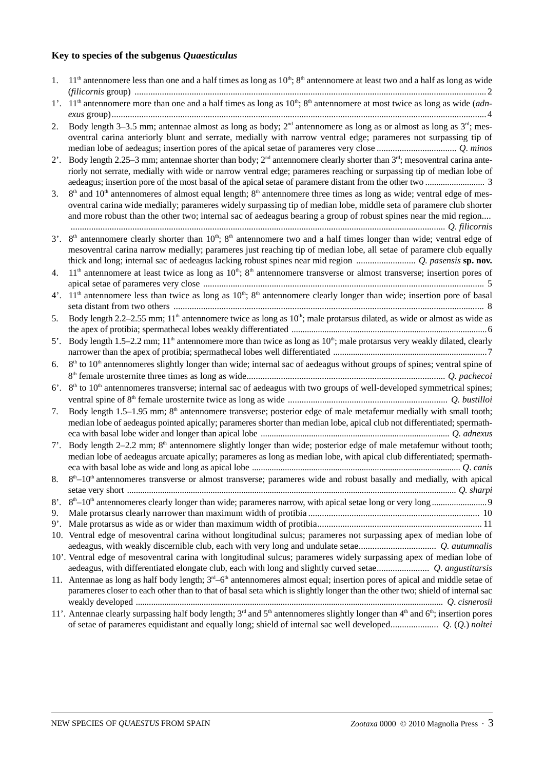### Key to species of the subgenus *Quaesticulus*

1. 11th antennomere less than one and a half times as long as 10th; 8th antennomere at least two and a half as long as wide (*filicornis* group) ........................................................................................................................................................ 2

1’. 11th antennomere more than one and a half times as long as 10th; 8th antennomere at most twice as long as wide (*adnexus* group) ..................................................................................................................................................................... 4

2. Body length 3–3.5 mm; antennae almost as long as body; 2nd antennomere as long as or almost as long as 3rd; mesoventral carina anteriorly blunt and serrate, medially with narrow ventral edge; parameres not surpassing tip of median lobe of aedeagus; insertion pores of the apical setae of parameres very close ................................... *Q. minos*

2’. Body length 2.25–3 mm; antennae shorter than body; 2nd antennomere clearly shorter than 3rd; mesoventral carina anteriorly not serrate, medially with wide or narrow ventral edge; parameres reaching or surpassing tip of median lobe of aedeagus; insertion pore of the most basal of the apical setae of paramere distant from the other two ........................... 3

3. 8th and 10th antennomeres of almost equal length; 8th antennomere three times as long as wide; ventral edge of mesoventral carina wide medially; parameres widely surpassing tip of median lobe, middle seta of paramere club shorter and more robust than the other two; internal sac of aedeagus bearing a group of robust spines near the mid region.... ................................................................................................................................................................... *Q. filicornis*

3’. 8th antennomere clearly shorter than 10th; 8th antennomere two and a half times longer than wide; ventral edge of mesoventral carina narrow medially; parameres just reaching tip of median lobe, all setae of paramere club equally thick and long; internal sac of aedeagus lacking robust spines near mid region .......................... *Q. pasensis* **sp. nov.**

4. 11th antennomere at least twice as long as 10th; 8th antennomere transverse or almost transverse; insertion pores of apical setae of parameres very close ............................................................................................................................ 5

4’. 11th antennomere less than twice as long as 10th; 8th antennomere clearly longer than wide; insertion pore of basal seta distant from two others ........................................................................................................................................ 8

5. Body length 2.2–2.55 mm; 11th antennomere twice as long as 10th; male protarsus dilated, as wide or almost as wide as the apex of protibia; spermathecal lobes weakly differentiated ....................................................................................... 6

5’. Body length 1.5–2.2 mm; 11th antennomere more than twice as long as 10th; male protarsus very weakly dilated, clearly narrower than the apex of protibia; spermathecal lobes well differentiated ..................................................................... 7

6. 8th to 10th antennomeres slightly longer than wide; internal sac of aedeagus without groups of spines; ventral spine of 8th female urosternite three times as long as wide....................................................................................... *Q. pachecoi*

6’. 8th to 10th antennomeres transverse; internal sac of aedeagus with two groups of well-developed symmetrical spines; ventral spine of 8th female urosternite twice as long as wide ...................................................................... *Q. bustilloi*

7. Body length 1.5–1.95 mm; 8th antennomere transverse; posterior edge of male metafemur medially with small tooth; median lobe of aedeagus pointed apically; parameres shorter than median lobe, apical club not differentiated; spermatheca with basal lobe wider and longer than apical lobe ..................................................................................... *Q. adnexus*

7’. Body length 2–2.2 mm; 8th antennomere slightly longer than wide; posterior edge of male metafemur without tooth; median lobe of aedeagus arcuate apically; parameres as long as median lobe, with apical club differentiated; spermatheca with basal lobe as wide and long as apical lobe .............................................................................................. *Q. canis*

8. 8th–10th antennomeres transverse or almost transverse; parameres wide and robust basally and medially, with apical setae very short ................................................................................................................................................... *Q. sharpi*

8’. 8th–10th antennomeres clearly longer than wide; parameres narrow, with apical setae long or very long ......................... 9

9. Male protarsus clearly narrower than maximum width of protibia ........................................................................... 10

9’. Male protarsus as wide as or wider than maximum width of protibia........................................................................ 11

10. Ventral edge of mesoventral carina without longitudinal sulcus; parameres not surpassing apex of median lobe of aedeagus, with weakly discernible club, each with very long and undulate setae.................................. *Q. autumnalis*

10’. Ventral edge of mesoventral carina with longitudinal sulcus; parameres widely surpassing apex of median lobe of aedeagus, with differentiated elongate club, each with long and slightly curved setae....................... *Q. angustitarsis*

11. Antennae as long as half body length; 3rd–6th antennomeres almost equal; insertion pores of apical and middle setae of parameres closer to each other than to that of basal seta which is slightly longer than the other two; shield of internal sac weakly developed .......................................................................................................................................... *Q. cisnerosii*

11’. Antennae clearly surpassing half body length; 3rd and 5th antennomeres slightly longer than 4th and 6th; insertion pores of setae of parameres equidistant and equally long; shield of internal sac well developed..................... *Q.* (*Q.*) *noltei*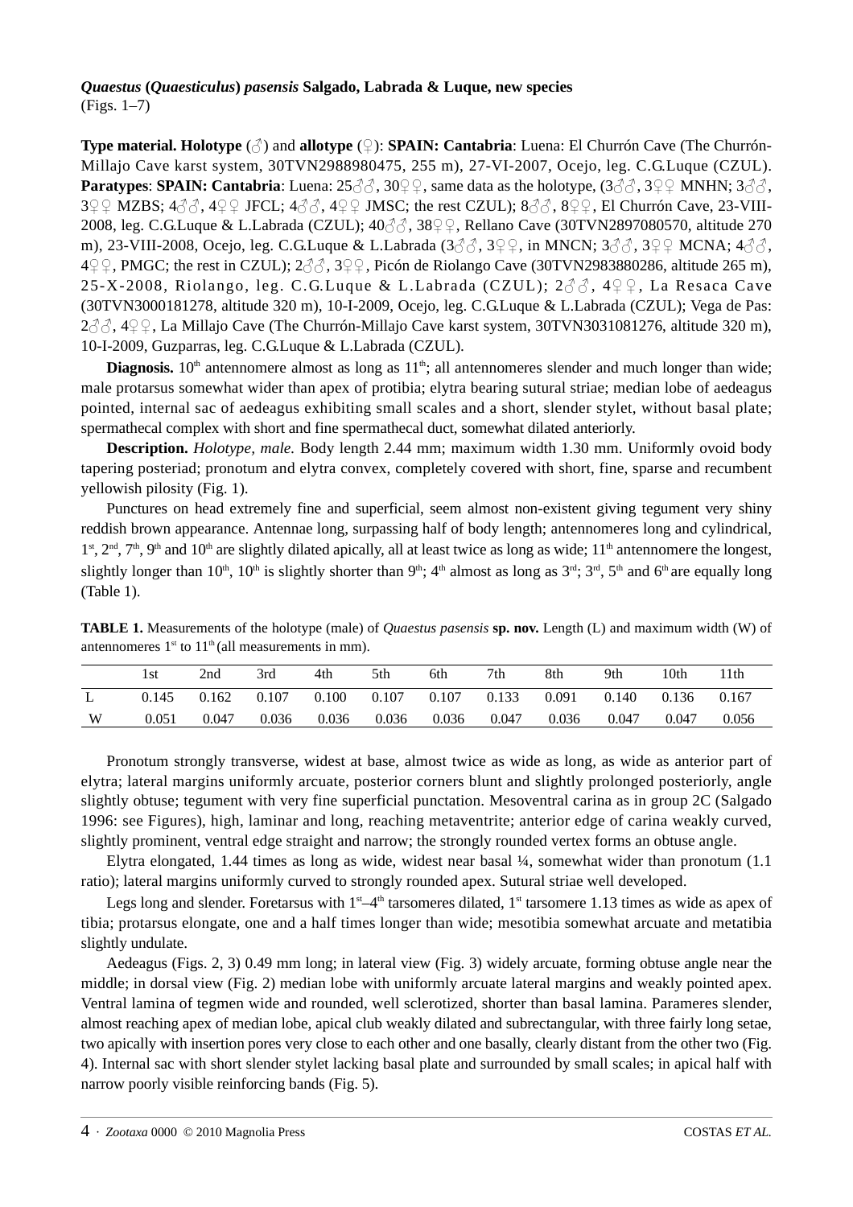***Quaestus* (*Quaesticulus*) *pasensis* Salgado, Labrada & Luque, new species**
(Figs. 1–7)

**Type material. Holotype** (♂) and **allotype** (♀): **SPAIN: Cantabria**: Luena: El Churrón Cave (The Churrón-Millajo Cave karst system, 30TVN2988980475, 255 m), 27-VI-2007, Ocejo, leg. C.G.Luque (CZUL). **Paratypes**: **SPAIN: Cantabria**: Luena: 25♂♂, 30♀♀, same data as the holotype, (3♂♂, 3♀♀ MNHN; 3♂♂, 3♀♀ MZBS; 4♂♂, 4♀♀ JFCL; 4♂♂, 4♀♀ JMSC; the rest CZUL); 8♂♂, 8♀♀, El Churrón Cave, 23-VIII-2008, leg. C.G.Luque & L.Labrada (CZUL); 40♂♂, 38♀♀, Rellano Cave (30TVN2897080570, altitude 270 m), 23-VIII-2008, Ocejo, leg. C.G.Luque & L.Labrada (3♂♂, 3♀♀, in MNCN; 3♂♂, 3♀♀ MCNA; 4♂♂, 4♀♀, PMGC; the rest in CZUL); 2♂♂, 3♀♀, Picón de Riolango Cave (30TVN2983880286, altitude 265 m), 25-X-2008, Riolango, leg. C.G.Luque & L.Labrada (CZUL); 2♂♂, 4♀♀, La Resaca Cave (30TVN3000181278, altitude 320 m), 10-I-2009, Ocejo, leg. C.G.Luque & L.Labrada (CZUL); Vega de Pas: 2♂♂, 4♀♀, La Millajo Cave (The Churrón-Millajo Cave karst system, 30TVN3031081276, altitude 320 m), 10-I-2009, Guzparras, leg. C.G.Luque & L.Labrada (CZUL).

**Diagnosis.** 10th antennomere almost as long as 11th; all antennomeres slender and much longer than wide; male protarsus somewhat wider than apex of protibia; elytra bearing sutural striae; median lobe of aedeagus pointed, internal sac of aedeagus exhibiting small scales and a short, slender stylet, without basal plate; spermathecal complex with short and fine spermathecal duct, somewhat dilated anteriorly.

**Description.** *Holotype, male.* Body length 2.44 mm; maximum width 1.30 mm. Uniformly ovoid body tapering posteriad; pronotum and elytra convex, completely covered with short, fine, sparse and recumbent yellowish pilosity (Fig. 1).

Punctures on head extremely fine and superficial, seem almost non-existent giving tegument very shiny reddish brown appearance. Antennae long, surpassing half of body length; antennomeres long and cylindrical, 1st, 2nd, 7th, 9th and 10th are slightly dilated apically, all at least twice as long as wide; 11th antennomere the longest, slightly longer than 10th, 10th is slightly shorter than 9th; 4th almost as long as 3rd; 3rd, 5th and 6th are equally long (Table 1).

**TABLE 1.** Measurements of the holotype (male) of *Quaestus pasensis* **sp. nov.** Length (L) and maximum width (W) of antennomeres 1st to 11th (all measurements in mm).

| | 1st | 2nd | 3rd | 4th | 5th | 6th | 7th | 8th | 9th | 10th | 11th |
|---|---|---|---|---|---|---|---|---|---|---|---|
| L | 0.145 | 0.162 | 0.107 | 0.100 | 0.107 | 0.107 | 0.133 | 0.091 | 0.140 | 0.136 | 0.167 |
| W | 0.051 | 0.047 | 0.036 | 0.036 | 0.036 | 0.036 | 0.047 | 0.036 | 0.047 | 0.047 | 0.056 |

Pronotum strongly transverse, widest at base, almost twice as wide as long, as wide as anterior part of elytra; lateral margins uniformly arcuate, posterior corners blunt and slightly prolonged posteriorly, angle slightly obtuse; tegument with very fine superficial punctation. Mesoventral carina as in group 2C (Salgado 1996: see Figures), high, laminar and long, reaching metaventrite; anterior edge of carina weakly curved, slightly prominent, ventral edge straight and narrow; the strongly rounded vertex forms an obtuse angle.

Elytra elongated, 1.44 times as long as wide, widest near basal ¼, somewhat wider than pronotum (1.1 ratio); lateral margins uniformly curved to strongly rounded apex. Sutural striae well developed.

Legs long and slender. Foretarsus with 1st–4th tarsomeres dilated, 1st tarsomere 1.13 times as wide as apex of tibia; protarsus elongate, one and a half times longer than wide; mesotibia somewhat arcuate and metatibia slightly undulate.

Aedeagus (Figs. 2, 3) 0.49 mm long; in lateral view (Fig. 3) widely arcuate, forming obtuse angle near the middle; in dorsal view (Fig. 2) median lobe with uniformly arcuate lateral margins and weakly pointed apex. Ventral lamina of tegmen wide and rounded, well sclerotized, shorter than basal lamina. Parameres slender, almost reaching apex of median lobe, apical club weakly dilated and subrectangular, with three fairly long setae, two apically with insertion pores very close to each other and one basally, clearly distant from the other two (Fig. 4). Internal sac with short slender stylet lacking basal plate and surrounded by small scales; in apical half with narrow poorly visible reinforcing bands (Fig. 5).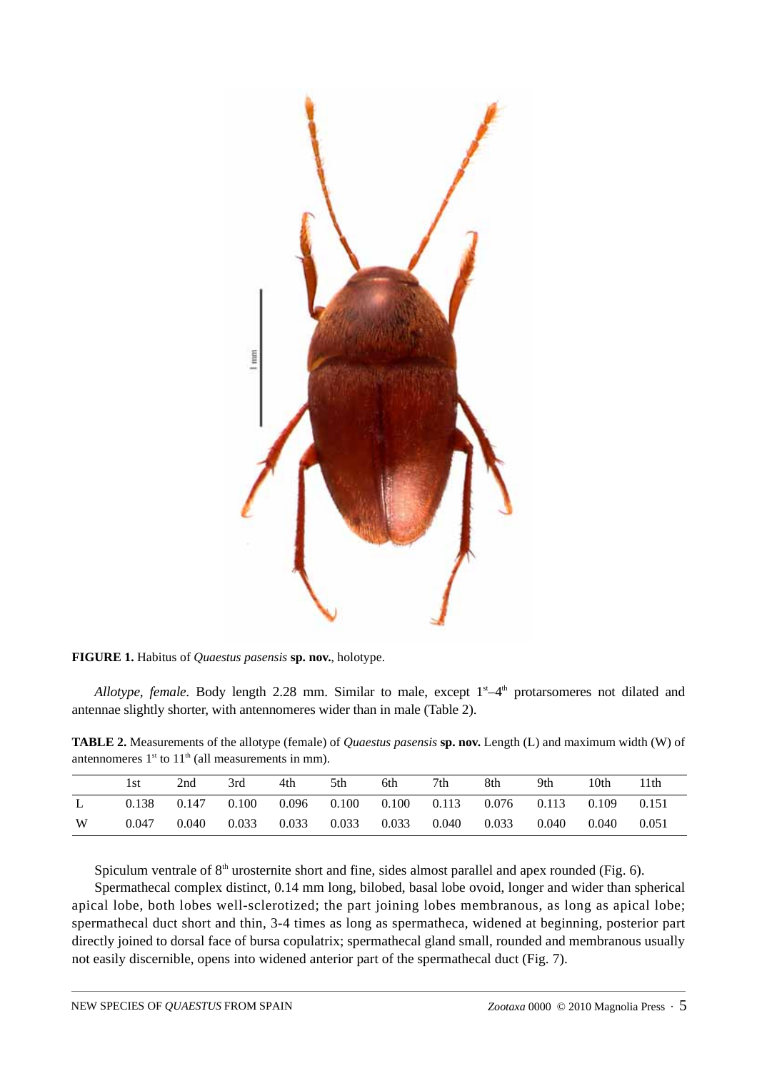**FIGURE 1.** Habitus of *Quaestus pasensis* **sp. nov.**, holotype.

*Allotype, female.* Body length 2.28 mm. Similar to male, except 1st–4th protarsomeres not dilated and antennae slightly shorter, with antennomeres wider than in male (Table 2).

**TABLE 2.** Measurements of the allotype (female) of *Quaestus pasensis* **sp. nov.** Length (L) and maximum width (W) of antennomeres 1st to 11th (all measurements in mm).

| | 1st | 2nd | 3rd | 4th | 5th | 6th | 7th | 8th | 9th | 10th | 11th |
|---|---|---|---|---|---|---|---|---|---|---|---|
| L | 0.138 | 0.147 | 0.100 | 0.096 | 0.100 | 0.100 | 0.113 | 0.076 | 0.113 | 0.109 | 0.151 |
| W | 0.047 | 0.040 | 0.033 | 0.033 | 0.033 | 0.033 | 0.040 | 0.033 | 0.040 | 0.040 | 0.051 |

Spiculum ventrale of 8th urosternite short and fine, sides almost parallel and apex rounded (Fig. 6).

Spermathecal complex distinct, 0.14 mm long, bilobed, basal lobe ovoid, longer and wider than spherical apical lobe, both lobes well-sclerotized; the part joining lobes membranous, as long as apical lobe; spermathecal duct short and thin, 3-4 times as long as spermatheca, widened at beginning, posterior part directly joined to dorsal face of bursa copulatrix; spermathecal gland small, rounded and membranous usually not easily discernible, opens into widened anterior part of the spermathecal duct (Fig. 7).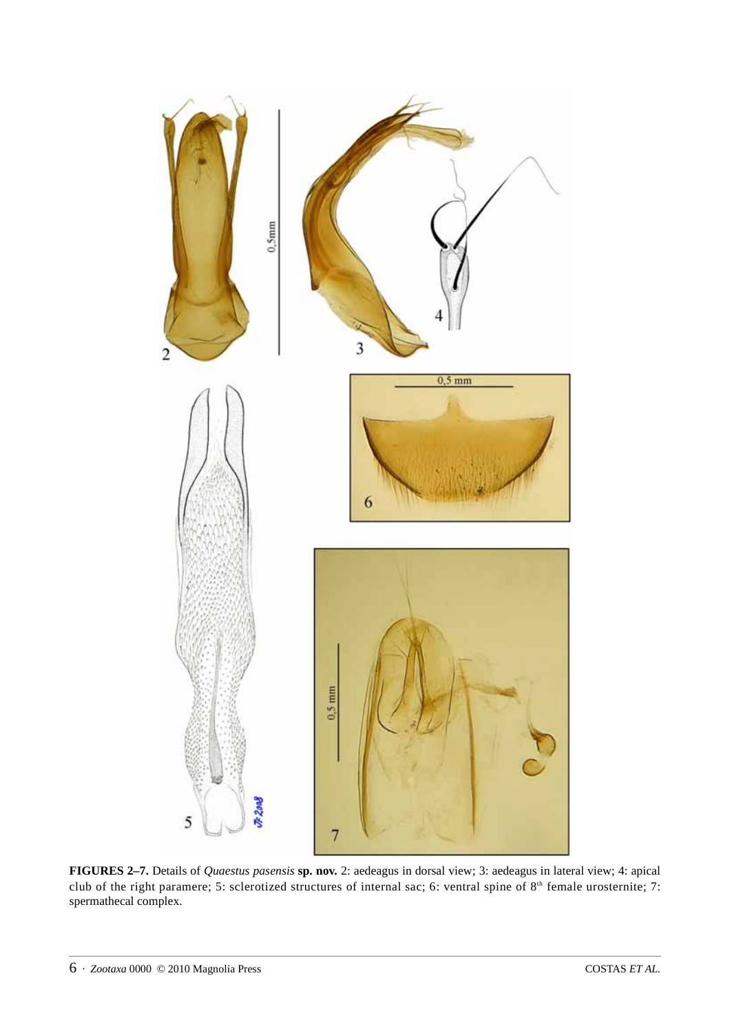**FIGURES 2–7.** Details of *Quaestus pasensis* **sp. nov.** 2: aedeagus in dorsal view; 3: aedeagus in lateral view; 4: apical club of the right paramere; 5: sclerotized structures of internal sac; 6: ventral spine of 8th female urosternite; 7: spermathecal complex.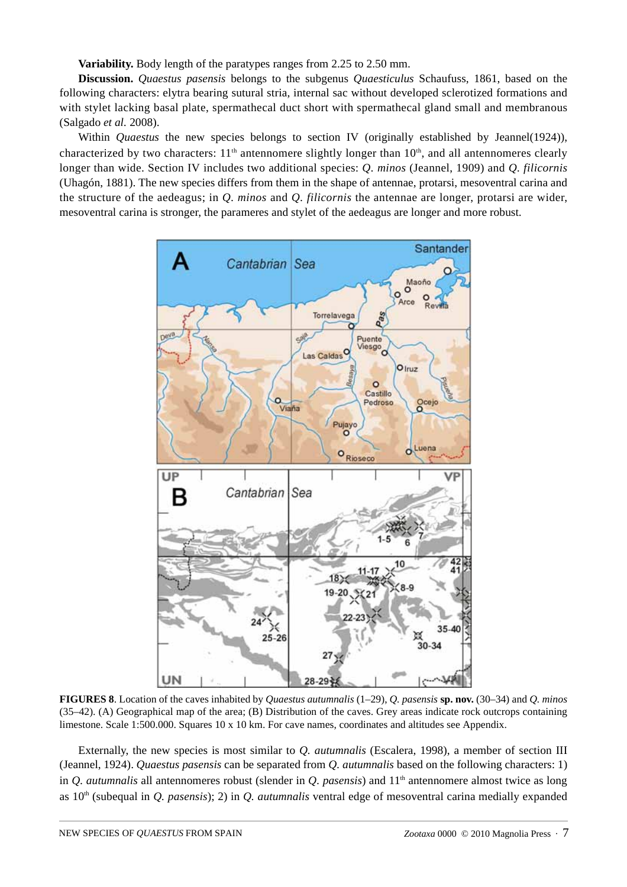**Variability.** Body length of the paratypes ranges from 2.25 to 2.50 mm.

**Discussion.** *Quaestus pasensis* belongs to the subgenus *Quaesticulus* Schaufuss, 1861, based on the following characters: elytra bearing sutural stria, internal sac without developed sclerotized formations and with stylet lacking basal plate, spermathecal duct short with spermathecal gland small and membranous (Salgado *et al.* 2008).

Within *Quaestus* the new species belongs to section IV (originally established by Jeannel(1924)), characterized by two characters: 11th antennomere slightly longer than 10th, and all antennomeres clearly longer than wide. Section IV includes two additional species: *Q. minos* (Jeannel, 1909) and *Q. filicornis* (Uhagón, 1881). The new species differs from them in the shape of antennae, protarsi, mesoventral carina and the structure of the aedeagus; in *Q. minos* and *Q. filicornis* the antennae are longer, protarsi are wider, mesoventral carina is stronger, the parameres and stylet of the aedeagus are longer and more robust.

**FIGURES 8**. Location of the caves inhabited by *Quaestus autumnalis* (1–29), *Q. pasensis* **sp. nov.** (30–34) and *Q. minos* (35–42). (A) Geographical map of the area; (B) Distribution of the caves. Grey areas indicate rock outcrops containing limestone. Scale 1:500.000. Squares 10 x 10 km. For cave names, coordinates and altitudes see Appendix.

Externally, the new species is most similar to *Q. autumnalis* (Escalera, 1998), a member of section III (Jeannel, 1924). *Quaestus pasensis* can be separated from *Q. autumnalis* based on the following characters: 1) in *Q. autumnalis* all antennomeres robust (slender in *Q. pasensis*) and 11th antennomere almost twice as long as 10th (subequal in *Q. pasensis*); 2) in *Q. autumnalis* ventral edge of mesoventral carina medially expanded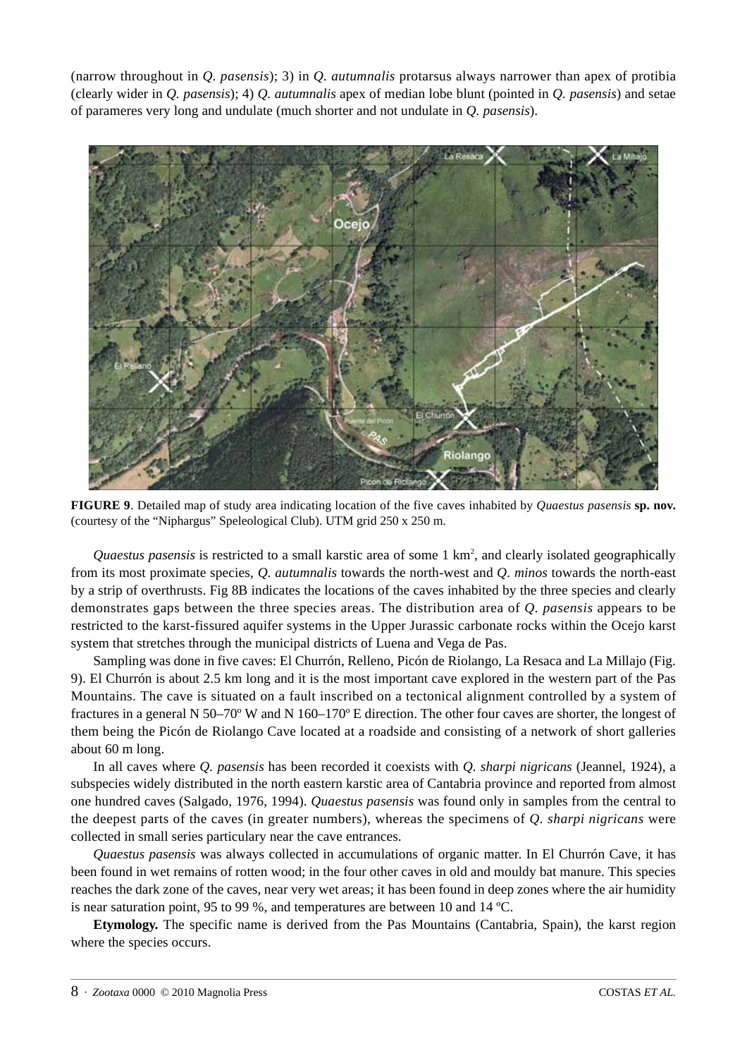(narrow throughout in *Q. pasensis*); 3) in *Q. autumnalis* protarsus always narrower than apex of protibia (clearly wider in *Q. pasensis*); 4) *Q. autumnalis* apex of median lobe blunt (pointed in *Q. pasensis*) and setae of parameres very long and undulate (much shorter and not undulate in *Q. pasensis*).

**FIGURE 9**. Detailed map of study area indicating location of the five caves inhabited by *Quaestus pasensis* **sp. nov.** (courtesy of the "Niphargus" Speleological Club). UTM grid 250 x 250 m.

*Quaestus pasensis* is restricted to a small karstic area of some 1 km$^2$, and clearly isolated geographically from its most proximate species, *Q. autumnalis* towards the north-west and *Q. minos* towards the north-east by a strip of overthrusts. Fig 8B indicates the locations of the caves inhabited by the three species and clearly demonstrates gaps between the three species areas. The distribution area of *Q. pasensis* appears to be restricted to the karst-fissured aquifer systems in the Upper Jurassic carbonate rocks within the Ocejo karst system that stretches through the municipal districts of Luena and Vega de Pas.

Sampling was done in five caves: El Churrón, Relleno, Picón de Riolango, La Resaca and La Millajo (Fig. 9). El Churrón is about 2.5 km long and it is the most important cave explored in the western part of the Pas Mountains. The cave is situated on a fault inscribed on a tectonical alignment controlled by a system of fractures in a general N 50–70º W and N 160–170º E direction. The other four caves are shorter, the longest of them being the Picón de Riolango Cave located at a roadside and consisting of a network of short galleries about 60 m long.

In all caves where *Q. pasensis* has been recorded it coexists with *Q. sharpi nigricans* (Jeannel, 1924), a subspecies widely distributed in the north eastern karstic area of Cantabria province and reported from almost one hundred caves (Salgado, 1976, 1994). *Quaestus pasensis* was found only in samples from the central to the deepest parts of the caves (in greater numbers), whereas the specimens of *Q. sharpi nigricans* were collected in small series particulary near the cave entrances.

*Quaestus pasensis* was always collected in accumulations of organic matter. In El Churrón Cave, it has been found in wet remains of rotten wood; in the four other caves in old and mouldy bat manure. This species reaches the dark zone of the caves, near very wet areas; it has been found in deep zones where the air humidity is near saturation point, 95 to 99 %, and temperatures are between 10 and 14 ºC.

**Etymology.** The specific name is derived from the Pas Mountains (Cantabria, Spain), the karst region where the species occurs.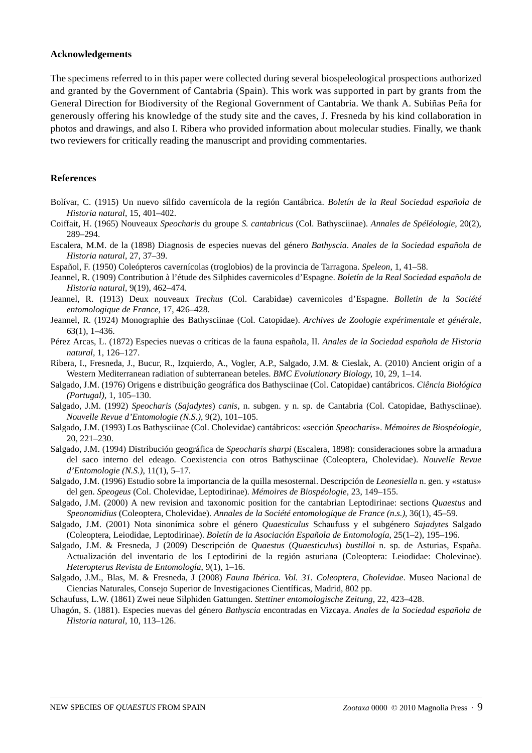**Acknowledgements**

The specimens referred to in this paper were collected during several biospeleological prospections authorized and granted by the Government of Cantabria (Spain). This work was supported in part by grants from the General Direction for Biodiversity of the Regional Government of Cantabria. We thank A. Subiñas Peña for generously offering his knowledge of the study site and the caves, J. Fresneda by his kind collaboration in photos and drawings, and also I. Ribera who provided information about molecular studies. Finally, we thank two reviewers for critically reading the manuscript and providing commentaries.

**References**

Bolívar, C. (1915) Un nuevo sílfido cavernícola de la región Cantábrica. *Boletín de la Real Sociedad española de Historia natural*, 15, 401–402.

Coiffait, H. (1965) Nouveaux *Speocharis* du groupe *S. cantabricus* (Col. Bathysciinae). *Annales de Spéléologie*, 20(2), 289–294.

Escalera, M.M. de la (1898) Diagnosis de especies nuevas del género *Bathyscia*. *Anales de la Sociedad española de Historia natural*, 27, 37–39.

Español, F. (1950) Coleópteros cavernícolas (troglobios) de la provincia de Tarragona. *Speleon*, 1, 41–58.

Jeannel, R. (1909) Contribution à l'étude des Silphides cavernicoles d'Espagne. *Boletín de la Real Sociedad española de Historia natural*, 9(19), 462–474.

Jeannel, R. (1913) Deux nouveaux *Trechus* (Col. Carabidae) cavernicoles d'Espagne. *Bolletin de la Société entomologique de France*, 17, 426–428.

Jeannel, R. (1924) Monographie des Bathysciinae (Col. Catopidae). *Archives de Zoologie expérimentale et générale*, 63(1), 1–436.

Pérez Arcas, L. (1872) Especies nuevas o críticas de la fauna española, II. *Anales de la Sociedad española de Historia natural*, 1, 126–127.

Ribera, I., Fresneda, J., Bucur, R., Izquierdo, A., Vogler, A.P., Salgado, J.M. & Cieslak, A. (2010) Ancient origin of a Western Mediterranean radiation of subterranean beteles. *BMC Evolutionary Biology*, 10, 29, 1–14.

Salgado, J.M. (1976) Origens e distribuição geográfica dos Bathysciinae (Col. Catopidae) cantábricos. *Ciência Biológica (Portugal)*, 1, 105–130.

Salgado, J.M. (1992) *Speocharis* (*Sajadytes*) *canis*, n. subgen. y n. sp. de Cantabria (Col. Catopidae, Bathysciinae). *Nouvelle Revue d'Entomologie (N.S.)*, 9(2), 101–105.

Salgado, J.M. (1993) Los Bathysciinae (Col. Cholevidae) cantábricos: «sección *Speocharis*». *Mémoires de Biospéologie*, 20, 221–230.

Salgado, J.M. (1994) Distribución geográfica de *Speocharis sharpi* (Escalera, 1898): consideraciones sobre la armadura del saco interno del edeago. Coexistencia con otros Bathysciinae (Coleoptera, Cholevidae). *Nouvelle Revue d'Entomologie (N.S.)*, 11(1), 5–17.

Salgado, J.M. (1996) Estudio sobre la importancia de la quilla mesosternal. Descripción de *Leonesiella* n. gen. y «status» del gen. *Speogeus* (Col. Cholevidae, Leptodirinae). *Mémoires de Biospéologie*, 23, 149–155.

Salgado, J.M. (2000) A new revision and taxonomic position for the cantabrian Leptodirinae: sections *Quaestus* and *Speonomidius* (Coleoptera, Cholevidae). *Annales de la Société entomologique de France (n.s.)*, 36(1), 45–59.

Salgado, J.M. (2001) Nota sinonímica sobre el género *Quaesticulus* Schaufuss y el subgénero *Sajadytes* Salgado (Coleoptera, Leiodidae, Leptodirinae). *Boletín de la Asociación Española de Entomología*, 25(1–2), 195–196.

Salgado, J.M. & Fresneda, J (2009) Descripción de *Quaestus* (*Quaesticulus*) *bustilloi* n. sp. de Asturias, España. Actualización del inventario de los Leptodirini de la región asturiana (Coleoptera: Leiodidae: Cholevinae). *Heteropterus Revista de Entomología*, 9(1), 1–16.

Salgado, J.M., Blas, M. & Fresneda, J (2008) *Fauna Ibérica. Vol. 31. Coleoptera, Cholevidae*. Museo Nacional de Ciencias Naturales, Consejo Superior de Investigaciones Científicas, Madrid, 802 pp.

Schaufuss, L.W. (1861) Zwei neue Silphiden Gattungen. *Stettiner entomologische Zeitung*, 22, 423–428.

Uhagón, S. (1881). Especies nuevas del género *Bathyscia* encontradas en Vizcaya. *Anales de la Sociedad española de Historia natural*, 10, 113–126.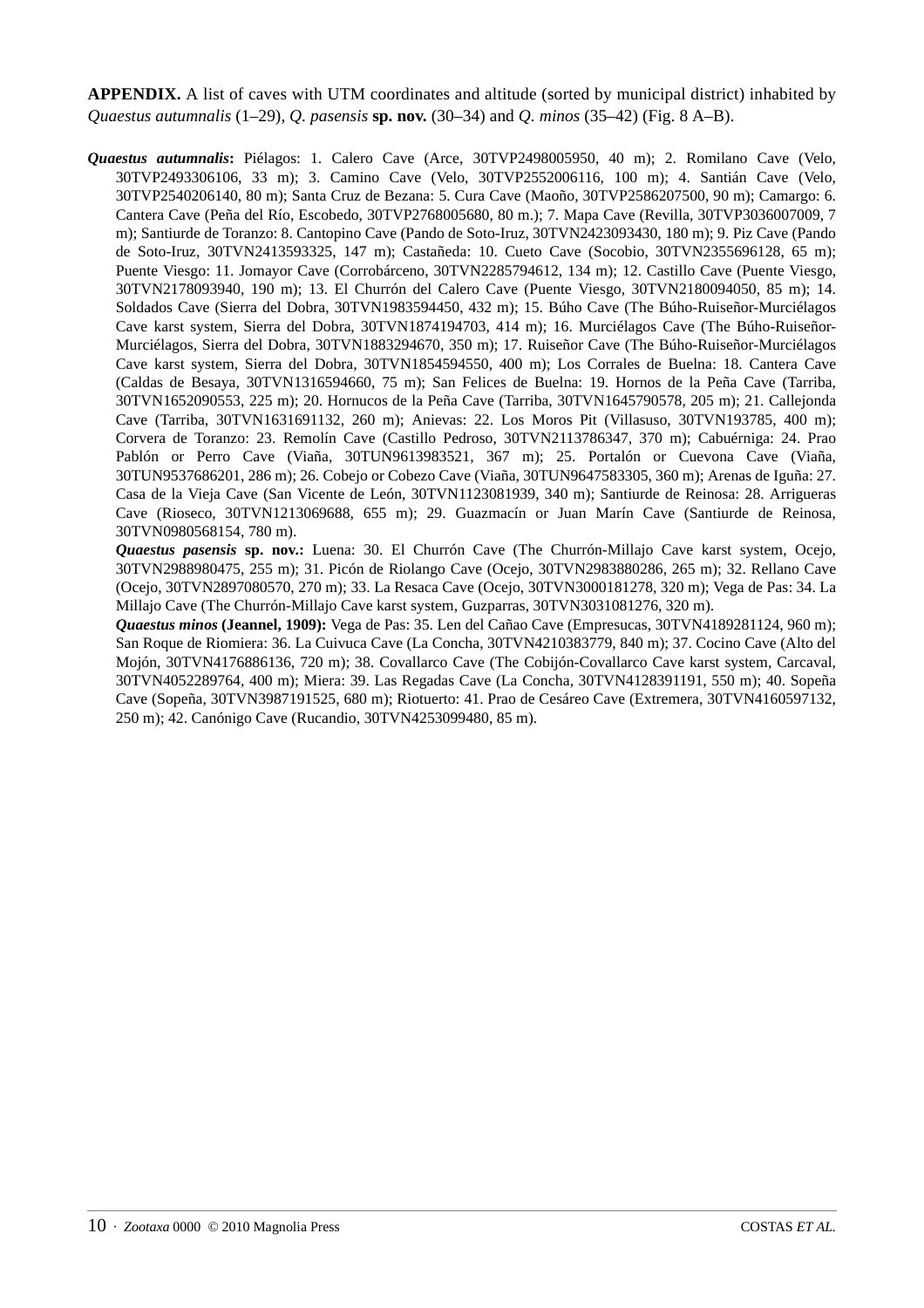**APPENDIX.** A list of caves with UTM coordinates and altitude (sorted by municipal district) inhabited by *Quaestus autumnalis* (1–29), *Q. pasensis* **sp. nov.** (30–34) and *Q. minos* (35–42) (Fig. 8 A–B).

***Quaestus autumnalis*****:** Piélagos: 1. Calero Cave (Arce, 30TVP2498005950, 40 m); 2. Romilano Cave (Velo, 30TVP2493306106, 33 m); 3. Camino Cave (Velo, 30TVP2552006116, 100 m); 4. Santián Cave (Velo, 30TVP2540206140, 80 m); Santa Cruz de Bezana: 5. Cura Cave (Maoño, 30TVP2586207500, 90 m); Camargo: 6. Cantera Cave (Peña del Río, Escobedo, 30TVP2768005680, 80 m.); 7. Mapa Cave (Revilla, 30TVP3036007009, 7 m); Santiurde de Toranzo: 8. Cantopino Cave (Pando de Soto-Iruz, 30TVN2423093430, 180 m); 9. Piz Cave (Pando de Soto-Iruz, 30TVN2413593325, 147 m); Castañeda: 10. Cueto Cave (Socobio, 30TVN2355696128, 65 m); Puente Viesgo: 11. Jomayor Cave (Corrobárceno, 30TVN2285794612, 134 m); 12. Castillo Cave (Puente Viesgo, 30TVN2178093940, 190 m); 13. El Churrón del Calero Cave (Puente Viesgo, 30TVN2180094050, 85 m); 14. Soldados Cave (Sierra del Dobra, 30TVN1983594450, 432 m); 15. Búho Cave (The Búho-Ruiseñor-Murciélagos Cave karst system, Sierra del Dobra, 30TVN1874194703, 414 m); 16. Murciélagos Cave (The Búho-Ruiseñor-Murciélagos, Sierra del Dobra, 30TVN1883294670, 350 m); 17. Ruiseñor Cave (The Búho-Ruiseñor-Murciélagos Cave karst system, Sierra del Dobra, 30TVN1854594550, 400 m); Los Corrales de Buelna: 18. Cantera Cave (Caldas de Besaya, 30TVN1316594660, 75 m); San Felices de Buelna: 19. Hornos de la Peña Cave (Tarriba, 30TVN1652090553, 225 m); 20. Hornucos de la Peña Cave (Tarriba, 30TVN1645790578, 205 m); 21. Callejonda Cave (Tarriba, 30TVN1631691132, 260 m); Anievas: 22. Los Moros Pit (Villasuso, 30TVN193785, 400 m); Corvera de Toranzo: 23. Remolín Cave (Castillo Pedroso, 30TVN2113786347, 370 m); Cabuérniga: 24. Prao Pablón or Perro Cave (Viaña, 30TUN9613983521, 367 m); 25. Portalón or Cuevona Cave (Viaña, 30TUN9537686201, 286 m); 26. Cobejo or Cobezo Cave (Viaña, 30TUN9647583305, 360 m); Arenas de Iguña: 27. Casa de la Vieja Cave (San Vicente de León, 30TVN1123081939, 340 m); Santiurde de Reinosa: 28. Arrigueras Cave (Rioseco, 30TVN1213069688, 655 m); 29. Guazmacín or Juan Marín Cave (Santiurde de Reinosa, 30TVN0980568154, 780 m).

***Quaestus pasensis*** **sp. nov.:** Luena: 30. El Churrón Cave (The Churrón-Millajo Cave karst system, Ocejo, 30TVN2988980475, 255 m); 31. Picón de Riolango Cave (Ocejo, 30TVN2983880286, 265 m); 32. Rellano Cave (Ocejo, 30TVN2897080570, 270 m); 33. La Resaca Cave (Ocejo, 30TVN3000181278, 320 m); Vega de Pas: 34. La Millajo Cave (The Churrón-Millajo Cave karst system, Guzparras, 30TVN3031081276, 320 m).

***Quaestus minos*** **(Jeannel, 1909):** Vega de Pas: 35. Len del Cañao Cave (Empresucas, 30TVN4189281124, 960 m); San Roque de Riomiera: 36. La Cuivuca Cave (La Concha, 30TVN4210383779, 840 m); 37. Cocino Cave (Alto del Mojón, 30TVN4176886136, 720 m); 38. Covallarco Cave (The Cobijón-Covallarco Cave karst system, Carcaval, 30TVN4052289764, 400 m); Miera: 39. Las Regadas Cave (La Concha, 30TVN4128391191, 550 m); 40. Sopeña Cave (Sopeña, 30TVN3987191525, 680 m); Riotuerto: 41. Prao de Cesáreo Cave (Extremera, 30TVN4160597132, 250 m); 42. Canónigo Cave (Rucandio, 30TVN4253099480, 85 m).